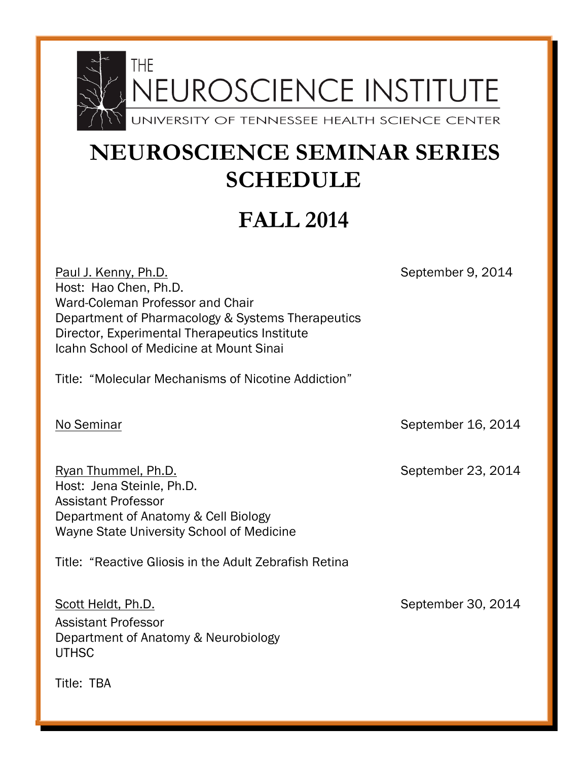THE
NEUROSCIENCE INSTITUTE
UNIVERSITY OF TENNESSEE HEALTH SCIENCE CENTER

# NEUROSCIENCE SEMINAR SERIES SCHEDULE

# FALL 2014

Paul J. Kenny, Ph.D. — September 9, 2014
Host: Hao Chen, Ph.D.
Ward-Coleman Professor and Chair
Department of Pharmacology & Systems Therapeutics
Director, Experimental Therapeutics Institute
Icahn School of Medicine at Mount Sinai

Title: "Molecular Mechanisms of Nicotine Addiction"

No Seminar — September 16, 2014

Ryan Thummel, Ph.D. — September 23, 2014
Host: Jena Steinle, Ph.D.
Assistant Professor
Department of Anatomy & Cell Biology
Wayne State University School of Medicine

Title: "Reactive Gliosis in the Adult Zebrafish Retina

Scott Heldt, Ph.D. — September 30, 2014
Assistant Professor
Department of Anatomy & Neurobiology
UTHSC

Title: TBA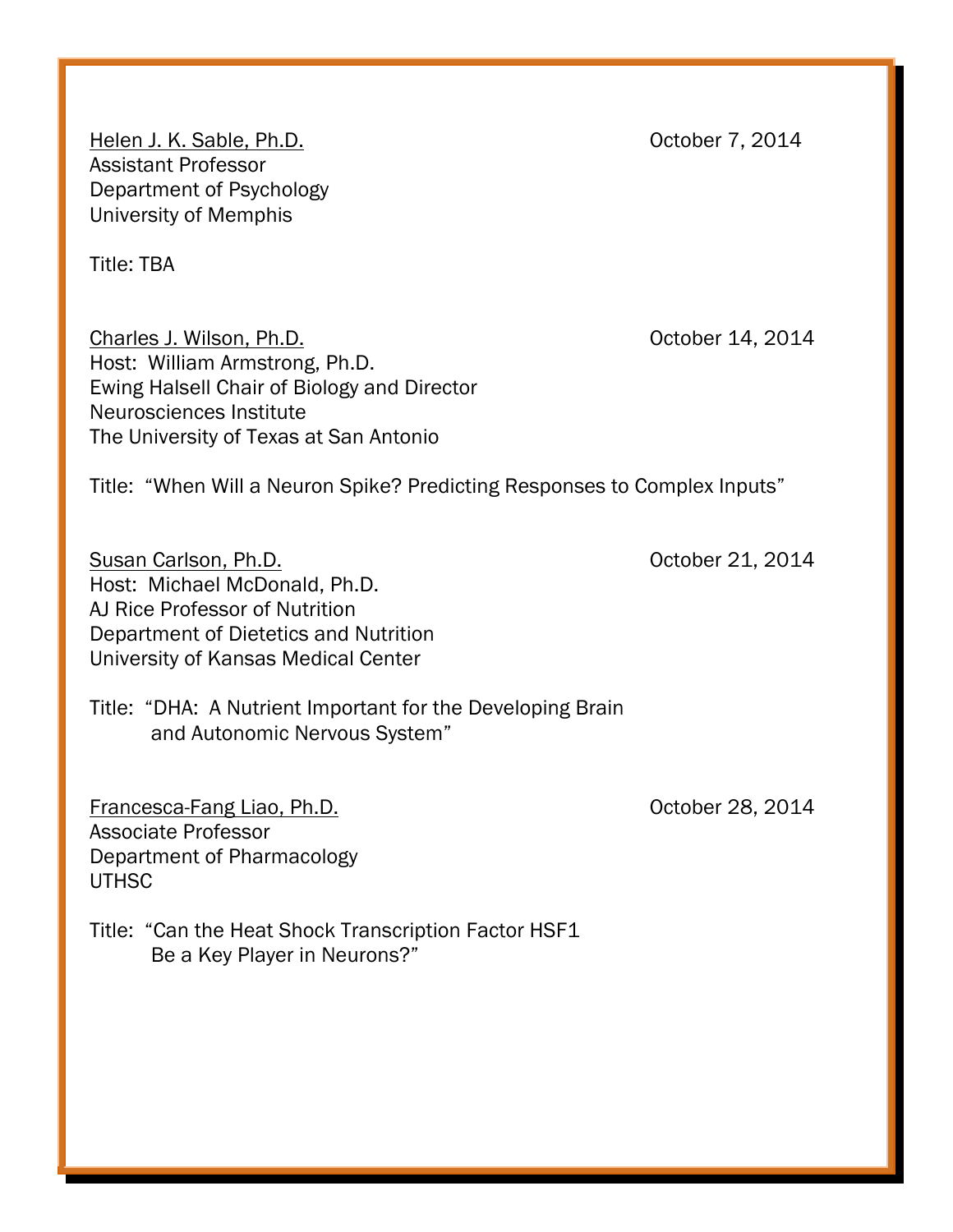<u>Helen J. K. Sable, Ph.D.</u> October 7, 2014
Assistant Professor
Department of Psychology
University of Memphis

Title: TBA

<u>Charles J. Wilson, Ph.D.</u> October 14, 2014
Host: William Armstrong, Ph.D.
Ewing Halsell Chair of Biology and Director
Neurosciences Institute
The University of Texas at San Antonio

Title: "When Will a Neuron Spike? Predicting Responses to Complex Inputs"

<u>Susan Carlson, Ph.D.</u> October 21, 2014
Host: Michael McDonald, Ph.D.
AJ Rice Professor of Nutrition
Department of Dietetics and Nutrition
University of Kansas Medical Center

Title: "DHA: A Nutrient Important for the Developing Brain and Autonomic Nervous System"

<u>Francesca-Fang Liao, Ph.D.</u> October 28, 2014
Associate Professor
Department of Pharmacology
UTHSC

Title: "Can the Heat Shock Transcription Factor HSF1 Be a Key Player in Neurons?"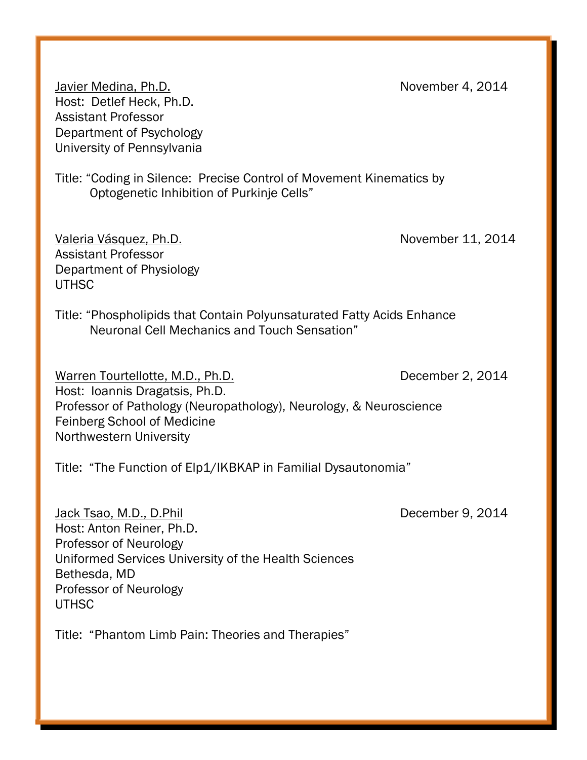Javier Medina, Ph.D. — November 4, 2014

Host: Detlef Heck, Ph.D.
Assistant Professor
Department of Psychology
University of Pennsylvania

Title: "Coding in Silence: Precise Control of Movement Kinematics by Optogenetic Inhibition of Purkinje Cells"

Valeria Vásquez, Ph.D. — November 11, 2014

Assistant Professor
Department of Physiology
UTHSC

Title: "Phospholipids that Contain Polyunsaturated Fatty Acids Enhance Neuronal Cell Mechanics and Touch Sensation"

Warren Tourtellotte, M.D., Ph.D. — December 2, 2014

Host: Ioannis Dragatsis, Ph.D.
Professor of Pathology (Neuropathology), Neurology, & Neuroscience
Feinberg School of Medicine
Northwestern University

Title: "The Function of Elp1/IKBKAP in Familial Dysautonomia"

Jack Tsao, M.D., D.Phil — December 9, 2014

Host: Anton Reiner, Ph.D.
Professor of Neurology
Uniformed Services University of the Health Sciences
Bethesda, MD
Professor of Neurology
UTHSC

Title: "Phantom Limb Pain: Theories and Therapies"